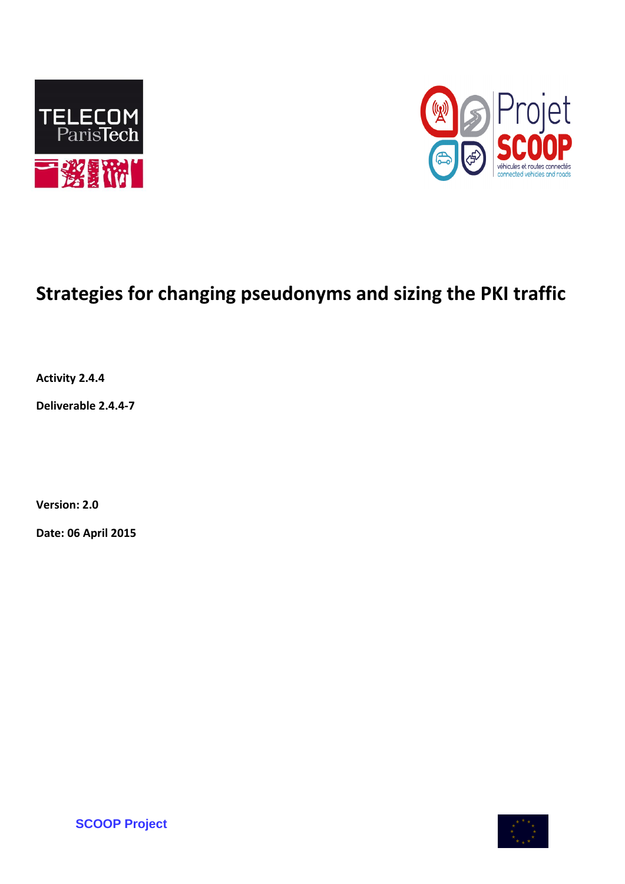# Strategies for changing pseudonyms and sizing the PKI traffic

**Activity 2.4.4**

**Deliverable 2.4.4-7**

**Version: 2.0**

**Date: 06 April 2015**

**SCOOP Project**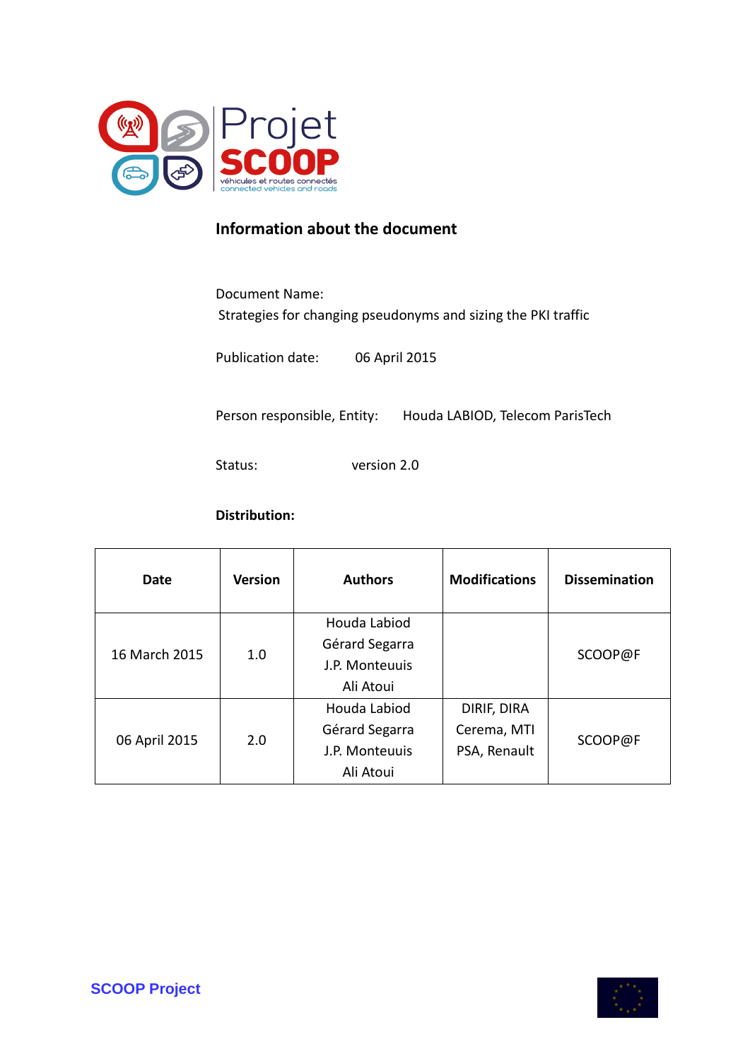**Information about the document**

Document Name:
Strategies for changing pseudonyms and sizing the PKI traffic

Publication date: 06 April 2015

Person responsible, Entity: Houda LABIOD, Telecom ParisTech

Status: version 2.0

**Distribution:**

| Date | Version | Authors | Modifications | Dissemination |
|---|---|---|---|---|
| 16 March 2015 | 1.0 | Houda Labiod<br>Gérard Segarra<br>J.P. Monteuuis<br>Ali Atoui | | SCOOP@F |
| 06 April 2015 | 2.0 | Houda Labiod<br>Gérard Segarra<br>J.P. Monteuuis<br>Ali Atoui | DIRIF, DIRA<br>Cerema, MTI<br>PSA, Renault | SCOOP@F |

**SCOOP Project**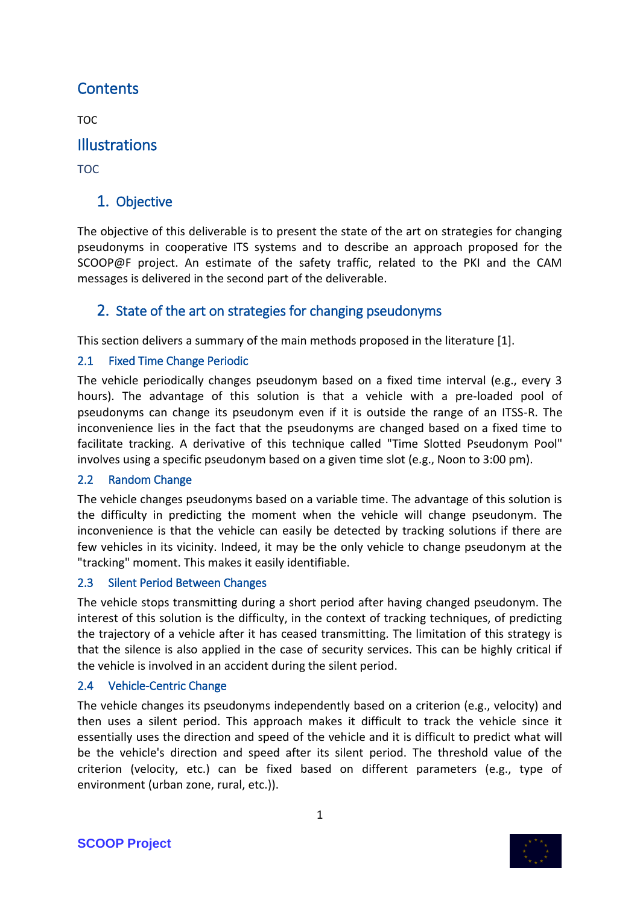# Contents

TOC

# Illustrations

TOC

## 1. Objective

The objective of this deliverable is to present the state of the art on strategies for changing pseudonyms in cooperative ITS systems and to describe an approach proposed for the SCOOP@F project. An estimate of the safety traffic, related to the PKI and the CAM messages is delivered in the second part of the deliverable.

## 2. State of the art on strategies for changing pseudonyms

This section delivers a summary of the main methods proposed in the literature [1].

### 2.1 Fixed Time Change Periodic

The vehicle periodically changes pseudonym based on a fixed time interval (e.g., every 3 hours). The advantage of this solution is that a vehicle with a pre-loaded pool of pseudonyms can change its pseudonym even if it is outside the range of an ITSS-R. The inconvenience lies in the fact that the pseudonyms are changed based on a fixed time to facilitate tracking. A derivative of this technique called "Time Slotted Pseudonym Pool" involves using a specific pseudonym based on a given time slot (e.g., Noon to 3:00 pm).

### 2.2 Random Change

The vehicle changes pseudonyms based on a variable time. The advantage of this solution is the difficulty in predicting the moment when the vehicle will change pseudonym. The inconvenience is that the vehicle can easily be detected by tracking solutions if there are few vehicles in its vicinity. Indeed, it may be the only vehicle to change pseudonym at the "tracking" moment. This makes it easily identifiable.

### 2.3 Silent Period Between Changes

The vehicle stops transmitting during a short period after having changed pseudonym. The interest of this solution is the difficulty, in the context of tracking techniques, of predicting the trajectory of a vehicle after it has ceased transmitting. The limitation of this strategy is that the silence is also applied in the case of security services. This can be highly critical if the vehicle is involved in an accident during the silent period.

### 2.4 Vehicle-Centric Change

The vehicle changes its pseudonyms independently based on a criterion (e.g., velocity) and then uses a silent period. This approach makes it difficult to track the vehicle since it essentially uses the direction and speed of the vehicle and it is difficult to predict what will be the vehicle's direction and speed after its silent period. The threshold value of the criterion (velocity, etc.) can be fixed based on different parameters (e.g., type of environment (urban zone, rural, etc.)).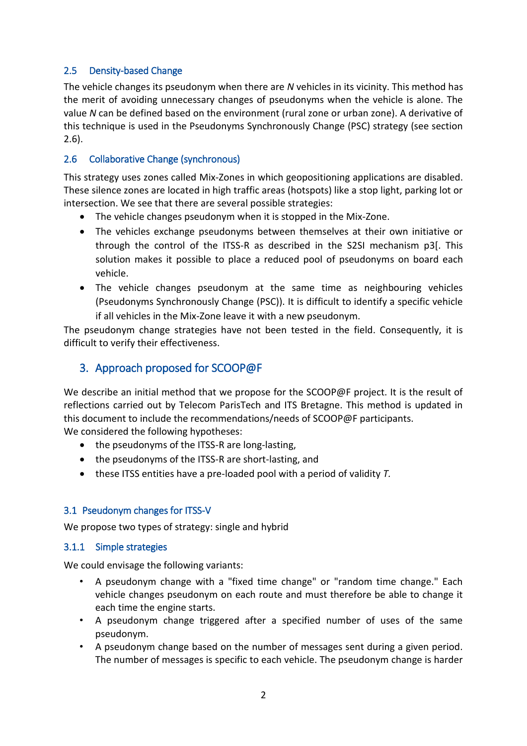### 2.5 Density-based Change

The vehicle changes its pseudonym when there are *N* vehicles in its vicinity. This method has the merit of avoiding unnecessary changes of pseudonyms when the vehicle is alone. The value *N* can be defined based on the environment (rural zone or urban zone). A derivative of this technique is used in the Pseudonyms Synchronously Change (PSC) strategy (see section 2.6).

### 2.6 Collaborative Change (synchronous)

This strategy uses zones called Mix-Zones in which geopositioning applications are disabled. These silence zones are located in high traffic areas (hotspots) like a stop light, parking lot or intersection. We see that there are several possible strategies:

- The vehicle changes pseudonym when it is stopped in the Mix-Zone.
- The vehicles exchange pseudonyms between themselves at their own initiative or through the control of the ITSS-R as described in the S2SI mechanism p3[. This solution makes it possible to place a reduced pool of pseudonyms on board each vehicle.
- The vehicle changes pseudonym at the same time as neighbouring vehicles (Pseudonyms Synchronously Change (PSC)). It is difficult to identify a specific vehicle if all vehicles in the Mix-Zone leave it with a new pseudonym.

The pseudonym change strategies have not been tested in the field. Consequently, it is difficult to verify their effectiveness.

## 3. Approach proposed for SCOOP@F

We describe an initial method that we propose for the SCOOP@F project. It is the result of reflections carried out by Telecom ParisTech and ITS Bretagne. This method is updated in this document to include the recommendations/needs of SCOOP@F participants.
We considered the following hypotheses:

- the pseudonyms of the ITSS-R are long-lasting,
- the pseudonyms of the ITSS-R are short-lasting, and
- these ITSS entities have a pre-loaded pool with a period of validity *T.*

### 3.1 Pseudonym changes for ITSS-V

We propose two types of strategy: single and hybrid

#### 3.1.1 Simple strategies

We could envisage the following variants:

- A pseudonym change with a "fixed time change" or "random time change." Each vehicle changes pseudonym on each route and must therefore be able to change it each time the engine starts.
- A pseudonym change triggered after a specified number of uses of the same pseudonym.
- A pseudonym change based on the number of messages sent during a given period. The number of messages is specific to each vehicle. The pseudonym change is harder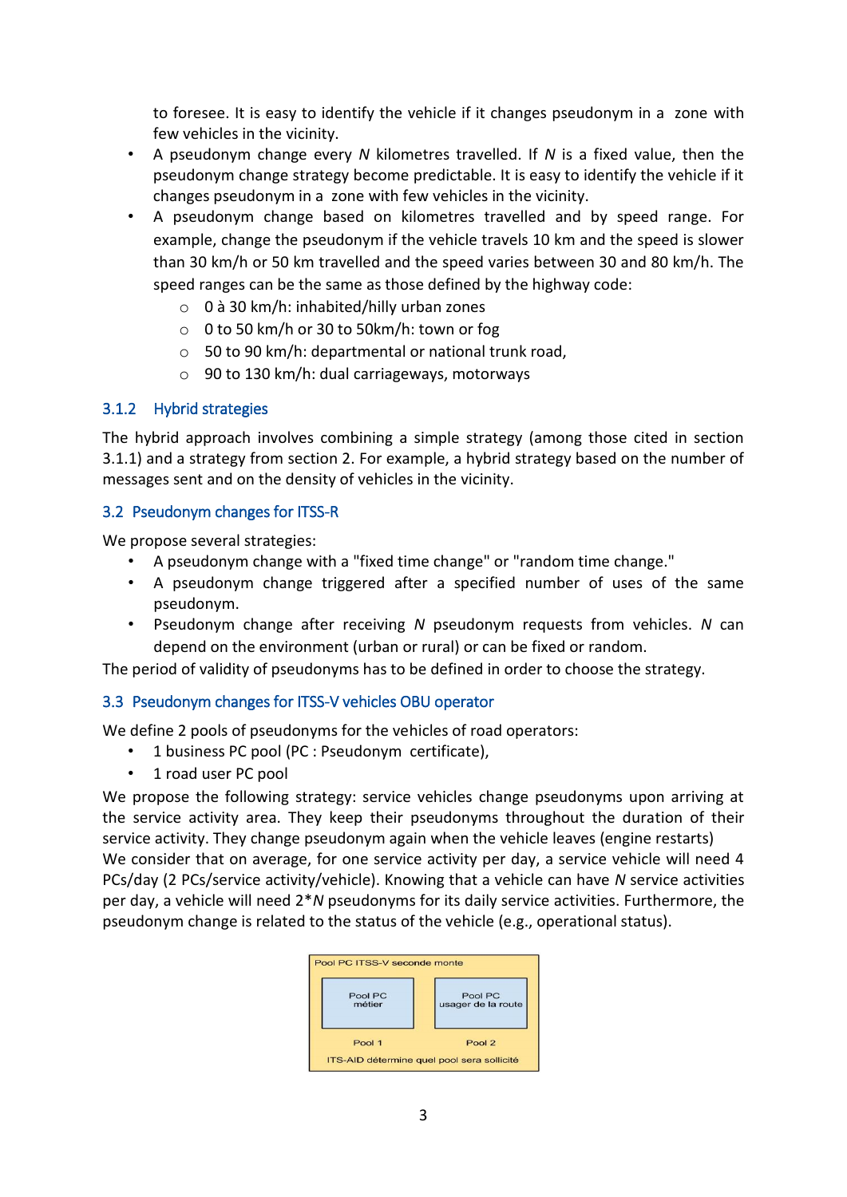to foresee. It is easy to identify the vehicle if it changes pseudonym in a zone with few vehicles in the vicinity.

- A pseudonym change every *N* kilometres travelled. If *N* is a fixed value, then the pseudonym change strategy become predictable. It is easy to identify the vehicle if it changes pseudonym in a zone with few vehicles in the vicinity.
- A pseudonym change based on kilometres travelled and by speed range. For example, change the pseudonym if the vehicle travels 10 km and the speed is slower than 30 km/h or 50 km travelled and the speed varies between 30 and 80 km/h. The speed ranges can be the same as those defined by the highway code:
  - 0 à 30 km/h: inhabited/hilly urban zones
  - 0 to 50 km/h or 30 to 50km/h: town or fog
  - 50 to 90 km/h: departmental or national trunk road,
  - 90 to 130 km/h: dual carriageways, motorways

### 3.1.2 Hybrid strategies

The hybrid approach involves combining a simple strategy (among those cited in section 3.1.1) and a strategy from section 2. For example, a hybrid strategy based on the number of messages sent and on the density of vehicles in the vicinity.

## 3.2 Pseudonym changes for ITSS-R

We propose several strategies:

- A pseudonym change with a "fixed time change" or "random time change."
- A pseudonym change triggered after a specified number of uses of the same pseudonym.
- Pseudonym change after receiving *N* pseudonym requests from vehicles. *N* can depend on the environment (urban or rural) or can be fixed or random.

The period of validity of pseudonyms has to be defined in order to choose the strategy.

## 3.3 Pseudonym changes for ITSS-V vehicles OBU operator

We define 2 pools of pseudonyms for the vehicles of road operators:

- 1 business PC pool (PC : Pseudonym certificate),
- 1 road user PC pool

We propose the following strategy: service vehicles change pseudonyms upon arriving at the service activity area. They keep their pseudonyms throughout the duration of their service activity. They change pseudonym again when the vehicle leaves (engine restarts)
We consider that on average, for one service activity per day, a service vehicle will need 4 PCs/day (2 PCs/service activity/vehicle). Knowing that a vehicle can have *N* service activities per day, a vehicle will need 2\**N* pseudonyms for its daily service activities. Furthermore, the pseudonym change is related to the status of the vehicle (e.g., operational status).

Pool PC ITSS-V seconde monte

| Pool PC métier | Pool PC usager de la route |
|---|---|
| Pool 1 | Pool 2 |

ITS-AID détermine quel pool sera sollicité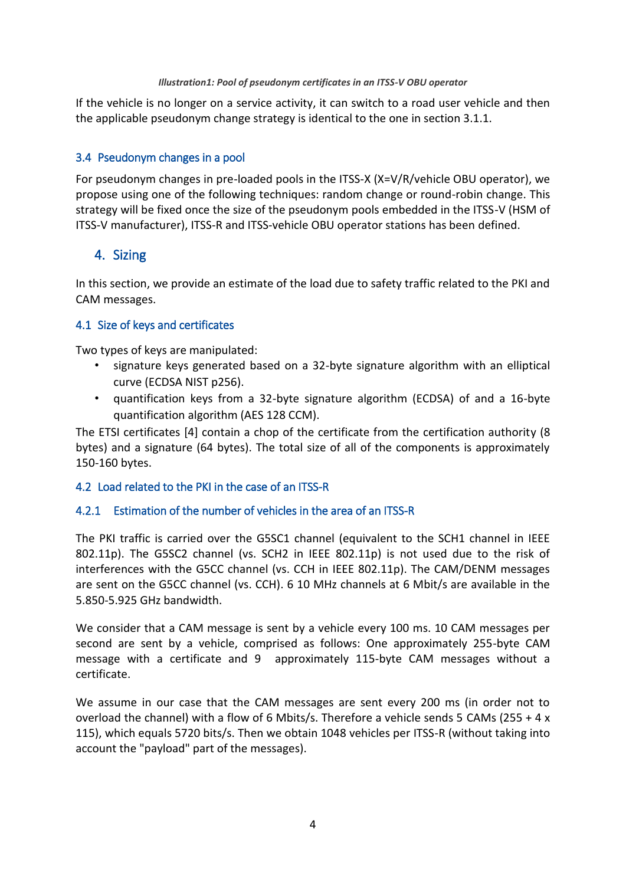*Illustration1: Pool of pseudonym certificates in an ITSS-V OBU operator*

If the vehicle is no longer on a service activity, it can switch to a road user vehicle and then the applicable pseudonym change strategy is identical to the one in section 3.1.1.

### 3.4 Pseudonym changes in a pool

For pseudonym changes in pre-loaded pools in the ITSS-X (X=V/R/vehicle OBU operator), we propose using one of the following techniques: random change or round-robin change. This strategy will be fixed once the size of the pseudonym pools embedded in the ITSS-V (HSM of ITSS-V manufacturer), ITSS-R and ITSS-vehicle OBU operator stations has been defined.

## 4. Sizing

In this section, we provide an estimate of the load due to safety traffic related to the PKI and CAM messages.

### 4.1 Size of keys and certificates

Two types of keys are manipulated:

- signature keys generated based on a 32-byte signature algorithm with an elliptical curve (ECDSA NIST p256).
- quantification keys from a 32-byte signature algorithm (ECDSA) of and a 16-byte quantification algorithm (AES 128 CCM).

The ETSI certificates [4] contain a chop of the certificate from the certification authority (8 bytes) and a signature (64 bytes). The total size of all of the components is approximately 150-160 bytes.

### 4.2 Load related to the PKI in the case of an ITSS-R

#### 4.2.1 Estimation of the number of vehicles in the area of an ITSS-R

The PKI traffic is carried over the G5SC1 channel (equivalent to the SCH1 channel in IEEE 802.11p). The G5SC2 channel (vs. SCH2 in IEEE 802.11p) is not used due to the risk of interferences with the G5CC channel (vs. CCH in IEEE 802.11p). The CAM/DENM messages are sent on the G5CC channel (vs. CCH). 6 10 MHz channels at 6 Mbit/s are available in the 5.850-5.925 GHz bandwidth.

We consider that a CAM message is sent by a vehicle every 100 ms. 10 CAM messages per second are sent by a vehicle, comprised as follows: One approximately 255-byte CAM message with a certificate and 9 approximately 115-byte CAM messages without a certificate.

We assume in our case that the CAM messages are sent every 200 ms (in order not to overload the channel) with a flow of 6 Mbits/s. Therefore a vehicle sends 5 CAMs (255 + 4 x 115), which equals 5720 bits/s. Then we obtain 1048 vehicles per ITSS-R (without taking into account the "payload" part of the messages).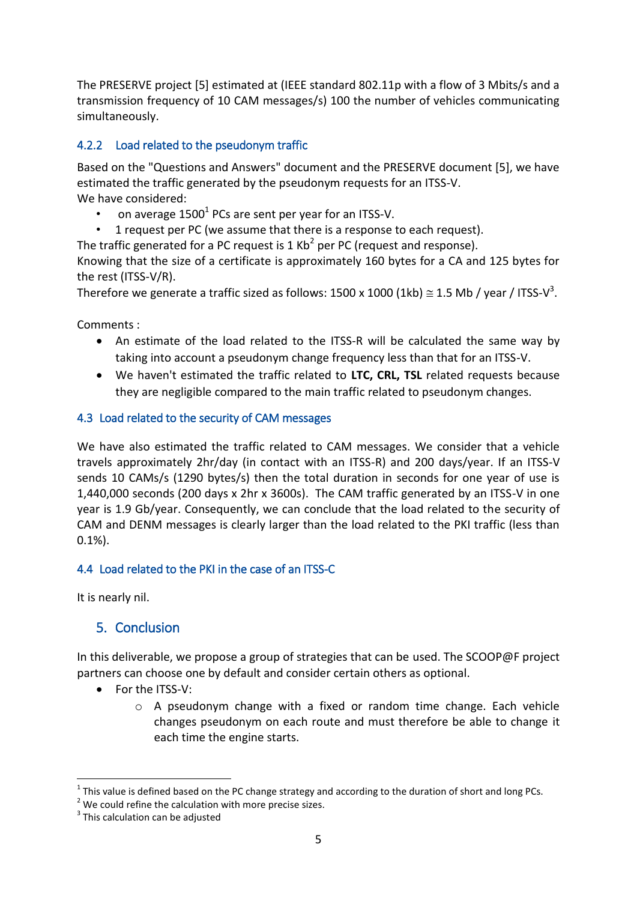The PRESERVE project [5] estimated at (IEEE standard 802.11p with a flow of 3 Mbits/s and a transmission frequency of 10 CAM messages/s) 100 the number of vehicles communicating simultaneously.

### 4.2.2 Load related to the pseudonym traffic

Based on the "Questions and Answers" document and the PRESERVE document [5], we have estimated the traffic generated by the pseudonym requests for an ITSS-V.
We have considered:

- on average 1500[1] PCs are sent per year for an ITSS-V.
- 1 request per PC (we assume that there is a response to each request).

The traffic generated for a PC request is 1 Kb[2] per PC (request and response).
Knowing that the size of a certificate is approximately 160 bytes for a CA and 125 bytes for the rest (ITSS-V/R).
Therefore we generate a traffic sized as follows: 1500 x 1000 (1kb) ≅ 1.5 Mb / year / ITSS-V[3].

Comments :

- An estimate of the load related to the ITSS-R will be calculated the same way by taking into account a pseudonym change frequency less than that for an ITSS-V.
- We haven't estimated the traffic related to **LTC, CRL, TSL** related requests because they are negligible compared to the main traffic related to pseudonym changes.

## 4.3 Load related to the security of CAM messages

We have also estimated the traffic related to CAM messages. We consider that a vehicle travels approximately 2hr/day (in contact with an ITSS-R) and 200 days/year. If an ITSS-V sends 10 CAMs/s (1290 bytes/s) then the total duration in seconds for one year of use is 1,440,000 seconds (200 days x 2hr x 3600s). The CAM traffic generated by an ITSS-V in one year is 1.9 Gb/year. Consequently, we can conclude that the load related to the security of CAM and DENM messages is clearly larger than the load related to the PKI traffic (less than 0.1%).

## 4.4 Load related to the PKI in the case of an ITSS-C

It is nearly nil.

# 5. Conclusion

In this deliverable, we propose a group of strategies that can be used. The SCOOP@F project partners can choose one by default and consider certain others as optional.

- For the ITSS-V:
  - A pseudonym change with a fixed or random time change. Each vehicle changes pseudonym on each route and must therefore be able to change it each time the engine starts.

---

[1] This value is defined based on the PC change strategy and according to the duration of short and long PCs.
[2] We could refine the calculation with more precise sizes.
[3] This calculation can be adjusted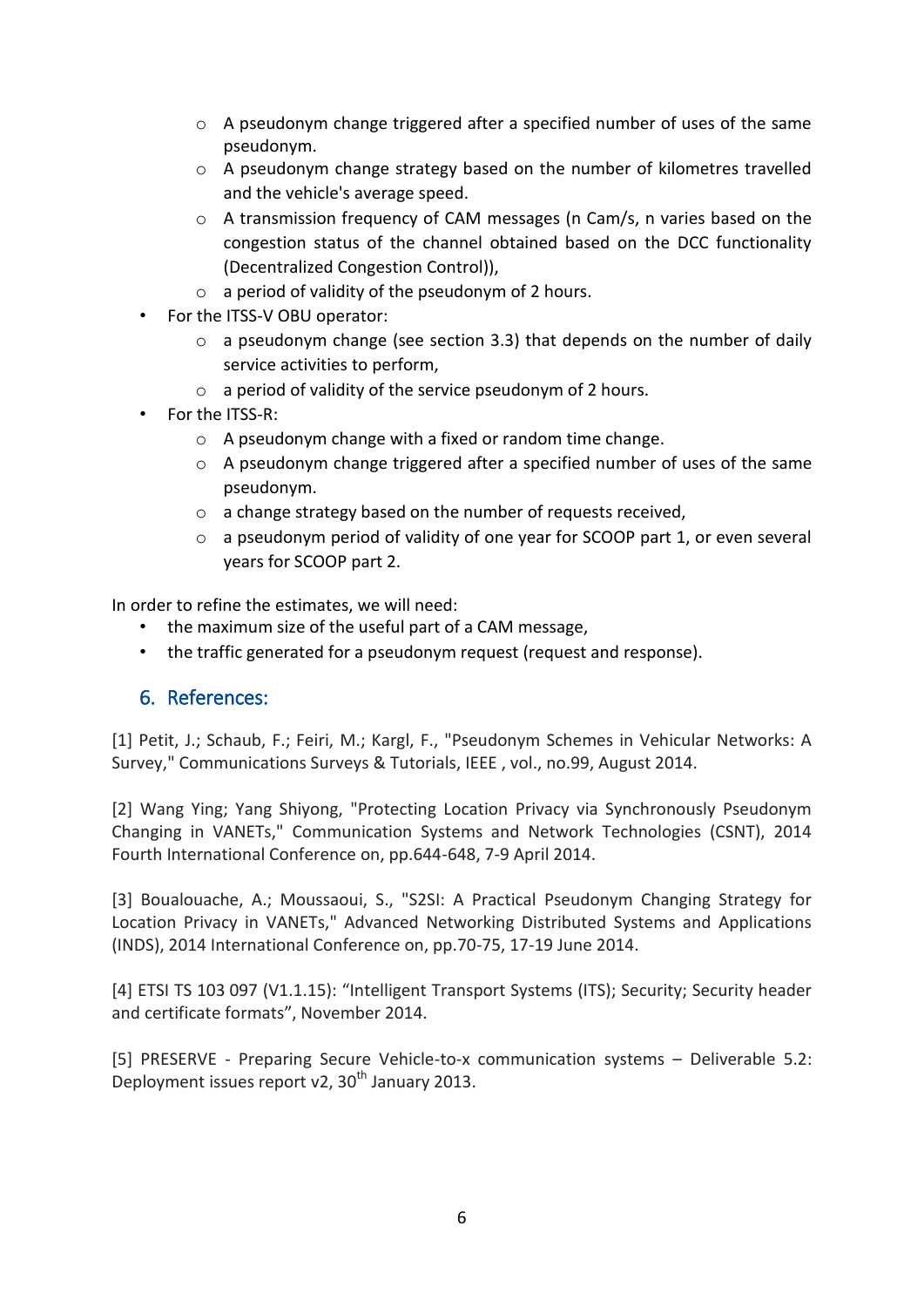- A pseudonym change triggered after a specified number of uses of the same pseudonym.
  - A pseudonym change strategy based on the number of kilometres travelled and the vehicle's average speed.
  - A transmission frequency of CAM messages (n Cam/s, n varies based on the congestion status of the channel obtained based on the DCC functionality (Decentralized Congestion Control)),
  - a period of validity of the pseudonym of 2 hours.
- For the ITSS-V OBU operator:
  - a pseudonym change (see section 3.3) that depends on the number of daily service activities to perform,
  - a period of validity of the service pseudonym of 2 hours.
- For the ITSS-R:
  - A pseudonym change with a fixed or random time change.
  - A pseudonym change triggered after a specified number of uses of the same pseudonym.
  - a change strategy based on the number of requests received,
  - a pseudonym period of validity of one year for SCOOP part 1, or even several years for SCOOP part 2.

In order to refine the estimates, we will need:

- the maximum size of the useful part of a CAM message,
- the traffic generated for a pseudonym request (request and response).

## 6. References:

[1] Petit, J.; Schaub, F.; Feiri, M.; Kargl, F., "Pseudonym Schemes in Vehicular Networks: A Survey," Communications Surveys & Tutorials, IEEE , vol., no.99, August 2014.

[2] Wang Ying; Yang Shiyong, "Protecting Location Privacy via Synchronously Pseudonym Changing in VANETs," Communication Systems and Network Technologies (CSNT), 2014 Fourth International Conference on, pp.644-648, 7-9 April 2014.

[3] Boualouache, A.; Moussaoui, S., "S2SI: A Practical Pseudonym Changing Strategy for Location Privacy in VANETs," Advanced Networking Distributed Systems and Applications (INDS), 2014 International Conference on, pp.70-75, 17-19 June 2014.

[4] ETSI TS 103 097 (V1.1.15): "Intelligent Transport Systems (ITS); Security; Security header and certificate formats", November 2014.

[5] PRESERVE - Preparing Secure Vehicle-to-x communication systems – Deliverable 5.2: Deployment issues report v2, 30th January 2013.